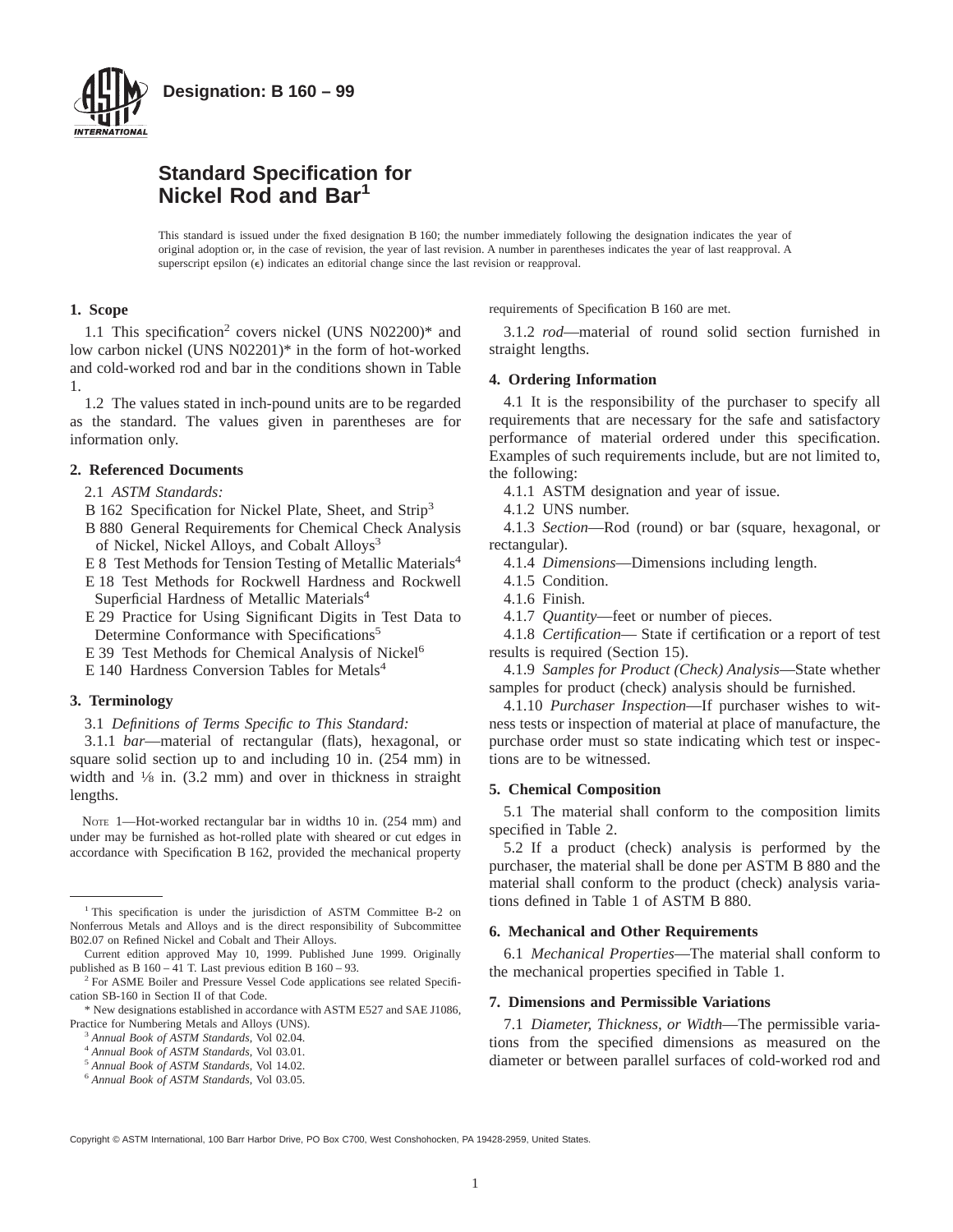**Designation: B 160 – 99**

# Standard Specification for Nickel Rod and Bar[1]

This standard is issued under the fixed designation B 160; the number immediately following the designation indicates the year of original adoption or, in the case of revision, the year of last revision. A number in parentheses indicates the year of last reapproval. A superscript epsilon (ε) indicates an editorial change since the last revision or reapproval.

## 1. Scope

1.1 This specification[2] covers nickel (UNS N02200)* and low carbon nickel (UNS N02201)* in the form of hot-worked and cold-worked rod and bar in the conditions shown in Table 1.

1.2 The values stated in inch-pound units are to be regarded as the standard. The values given in parentheses are for information only.

## 2. Referenced Documents

2.1 *ASTM Standards:*

B 162 Specification for Nickel Plate, Sheet, and Strip[3]

B 880 General Requirements for Chemical Check Analysis of Nickel, Nickel Alloys, and Cobalt Alloys[3]

E 8 Test Methods for Tension Testing of Metallic Materials[4]

E 18 Test Methods for Rockwell Hardness and Rockwell Superficial Hardness of Metallic Materials[4]

E 29 Practice for Using Significant Digits in Test Data to Determine Conformance with Specifications[5]

E 39 Test Methods for Chemical Analysis of Nickel[6]

E 140 Hardness Conversion Tables for Metals[4]

## 3. Terminology

3.1 *Definitions of Terms Specific to This Standard:*

3.1.1 *bar*—material of rectangular (flats), hexagonal, or square solid section up to and including 10 in. (254 mm) in width and ⅛ in. (3.2 mm) and over in thickness in straight lengths.

NOTE 1—Hot-worked rectangular bar in widths 10 in. (254 mm) and under may be furnished as hot-rolled plate with sheared or cut edges in accordance with Specification B 162, provided the mechanical property requirements of Specification B 160 are met.

3.1.2 *rod*—material of round solid section furnished in straight lengths.

## 4. Ordering Information

4.1 It is the responsibility of the purchaser to specify all requirements that are necessary for the safe and satisfactory performance of material ordered under this specification. Examples of such requirements include, but are not limited to, the following:

4.1.1 ASTM designation and year of issue.

4.1.2 UNS number.

4.1.3 *Section*—Rod (round) or bar (square, hexagonal, or rectangular).

4.1.4 *Dimensions*—Dimensions including length.

4.1.5 Condition.

4.1.6 Finish.

4.1.7 *Quantity*—feet or number of pieces.

4.1.8 *Certification*— State if certification or a report of test results is required (Section 15).

4.1.9 *Samples for Product (Check) Analysis*—State whether samples for product (check) analysis should be furnished.

4.1.10 *Purchaser Inspection*—If purchaser wishes to witness tests or inspection of material at place of manufacture, the purchase order must so state indicating which test or inspections are to be witnessed.

## 5. Chemical Composition

5.1 The material shall conform to the composition limits specified in Table 2.

5.2 If a product (check) analysis is performed by the purchaser, the material shall be done per ASTM B 880 and the material shall conform to the product (check) analysis variations defined in Table 1 of ASTM B 880.

## 6. Mechanical and Other Requirements

6.1 *Mechanical Properties*—The material shall conform to the mechanical properties specified in Table 1.

## 7. Dimensions and Permissible Variations

7.1 *Diameter, Thickness, or Width*—The permissible variations from the specified dimensions as measured on the diameter or between parallel surfaces of cold-worked rod and

---

[1] This specification is under the jurisdiction of ASTM Committee B-2 on Nonferrous Metals and Alloys and is the direct responsibility of Subcommittee B02.07 on Refined Nickel and Cobalt and Their Alloys.

Current edition approved May 10, 1999. Published June 1999. Originally published as B 160 – 41 T. Last previous edition B 160 – 93.

[2] For ASME Boiler and Pressure Vessel Code applications see related Specification SB-160 in Section II of that Code.

\* New designations established in accordance with ASTM E527 and SAE J1086, Practice for Numbering Metals and Alloys (UNS).

[3] *Annual Book of ASTM Standards*, Vol 02.04.

[4] *Annual Book of ASTM Standards*, Vol 03.01.

[5] *Annual Book of ASTM Standards*, Vol 14.02.

[6] *Annual Book of ASTM Standards*, Vol 03.05.

Copyright © ASTM International, 100 Barr Harbor Drive, PO Box C700, West Conshohocken, PA 19428-2959, United States.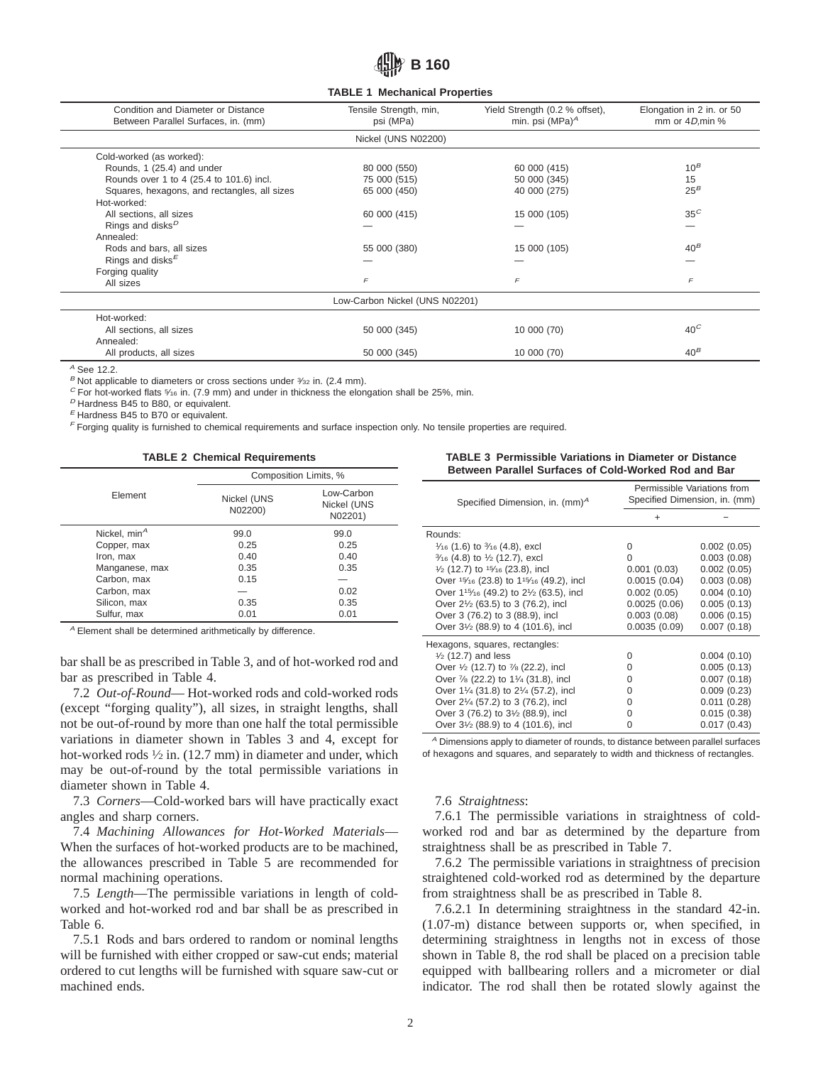**TABLE 1 Mechanical Properties**

| Condition and Diameter or Distance Between Parallel Surfaces, in. (mm) | Tensile Strength, min, psi (MPa) | Yield Strength (0.2 % offset), min. psi (MPa)[A] | Elongation in 2 in. or 50 mm or 4D,min % |
|---|---|---|---|
| | Nickel (UNS N02200) | | |
| Cold-worked (as worked): | | | |
| Rounds, 1 (25.4) and under | 80 000 (550) | 60 000 (415) | 10[B] |
| Rounds over 1 to 4 (25.4 to 101.6) incl. | 75 000 (515) | 50 000 (345) | 15 |
| Squares, hexagons, and rectangles, all sizes | 65 000 (450) | 40 000 (275) | 25[B] |
| Hot-worked: | | | |
| All sections, all sizes | 60 000 (415) | 15 000 (105) | 35[C] |
| Rings and disks[D] | — | — | — |
| Annealed: | | | |
| Rods and bars, all sizes | 55 000 (380) | 15 000 (105) | 40[B] |
| Rings and disks[E] | — | — | — |
| Forging quality | | | |
| All sizes | [F] | [F] | [F] |
| | Low-Carbon Nickel (UNS N02201) | | |
| Hot-worked: | | | |
| All sections, all sizes | 50 000 (345) | 10 000 (70) | 40[C] |
| Annealed: | | | |
| All products, all sizes | 50 000 (345) | 10 000 (70) | 40[B] |

[A] See 12.2.
[B] Not applicable to diameters or cross sections under 3⁄32 in. (2.4 mm).
[C] For hot-worked flats 5⁄16 in. (7.9 mm) and under in thickness the elongation shall be 25%, min.
[D] Hardness B45 to B80, or equivalent.
[E] Hardness B45 to B70 or equivalent.
[F] Forging quality is furnished to chemical requirements and surface inspection only. No tensile properties are required.

**TABLE 2 Chemical Requirements**

| Element | Composition Limits, % | |
|---|---|---|
| | Nickel (UNS N02200) | Low-Carbon Nickel (UNS N02201) |
| Nickel, min[A] | 99.0 | 99.0 |
| Copper, max | 0.25 | 0.25 |
| Iron, max | 0.40 | 0.40 |
| Manganese, max | 0.35 | 0.35 |
| Carbon, max | 0.15 | — |
| Carbon, max | — | 0.02 |
| Silicon, max | 0.35 | 0.35 |
| Sulfur, max | 0.01 | 0.01 |

[A] Element shall be determined arithmetically by difference.

bar shall be as prescribed in Table 3, and of hot-worked rod and bar as prescribed in Table 4.

7.2 *Out-of-Round*— Hot-worked rods and cold-worked rods (except "forging quality"), all sizes, in straight lengths, shall not be out-of-round by more than one half the total permissible variations in diameter shown in Tables 3 and 4, except for hot-worked rods ½ in. (12.7 mm) in diameter and under, which may be out-of-round by the total permissible variations in diameter shown in Table 4.

7.3 *Corners*—Cold-worked bars will have practically exact angles and sharp corners.

7.4 *Machining Allowances for Hot-Worked Materials*—When the surfaces of hot-worked products are to be machined, the allowances prescribed in Table 5 are recommended for normal machining operations.

7.5 *Length*—The permissible variations in length of cold-worked and hot-worked rod and bar shall be as prescribed in Table 6.

7.5.1 Rods and bars ordered to random or nominal lengths will be furnished with either cropped or saw-cut ends; material ordered to cut lengths will be furnished with square saw-cut or machined ends.

**TABLE 3 Permissible Variations in Diameter or Distance Between Parallel Surfaces of Cold-Worked Rod and Bar**

| Specified Dimension, in. (mm)[A] | Permissible Variations from Specified Dimension, in. (mm) | |
|---|---|---|
| | + | − |
| Rounds: | | |
| 1⁄16 (1.6) to 3⁄16 (4.8), excl | 0 | 0.002 (0.05) |
| 3⁄16 (4.8) to ½ (12.7), excl | 0 | 0.003 (0.08) |
| ½ (12.7) to 15⁄16 (23.8), incl | 0.001 (0.03) | 0.002 (0.05) |
| Over 15⁄16 (23.8) to 1 15⁄16 (49.2), incl | 0.0015 (0.04) | 0.003 (0.08) |
| Over 1 15⁄16 (49.2) to 2½ (63.5), incl | 0.002 (0.05) | 0.004 (0.10) |
| Over 2½ (63.5) to 3 (76.2), incl | 0.0025 (0.06) | 0.005 (0.13) |
| Over 3 (76.2) to 3½ (88.9), incl | 0.003 (0.08) | 0.006 (0.15) |
| Over 3½ (88.9) to 4 (101.6), incl | 0.0035 (0.09) | 0.007 (0.18) |
| Hexagons, squares, rectangles: | | |
| ½ (12.7) and less | 0 | 0.004 (0.10) |
| Over ½ (12.7) to 7⁄8 (22.2), incl | 0 | 0.005 (0.13) |
| Over 7⁄8 (22.2) to 1¼ (31.8), incl | 0 | 0.007 (0.18) |
| Over 1¼ (31.8) to 2¼ (57.2), incl | 0 | 0.009 (0.23) |
| Over 2¼ (57.2) to 3 (76.2), incl | 0 | 0.011 (0.28) |
| Over 3 (76.2) to 3½ (88.9), incl | 0 | 0.015 (0.38) |
| Over 3½ (88.9) to 4 (101.6), incl | 0 | 0.017 (0.43) |

[A] Dimensions apply to diameter of rounds, to distance between parallel surfaces of hexagons and squares, and separately to width and thickness of rectangles.

7.6 *Straightness*:

7.6.1 The permissible variations in straightness of cold-worked rod and bar as determined by the departure from straightness shall be as prescribed in Table 7.

7.6.2 The permissible variations in straightness of precision straightened cold-worked rod as determined by the departure from straightness shall be as prescribed in Table 8.

7.6.2.1 In determining straightness in the standard 42-in. (1.07-m) distance between supports or, when specified, in determining straightness in lengths not in excess of those shown in Table 8, the rod shall be placed on a precision table equipped with ballbearing rollers and a micrometer or dial indicator. The rod shall then be rotated slowly against the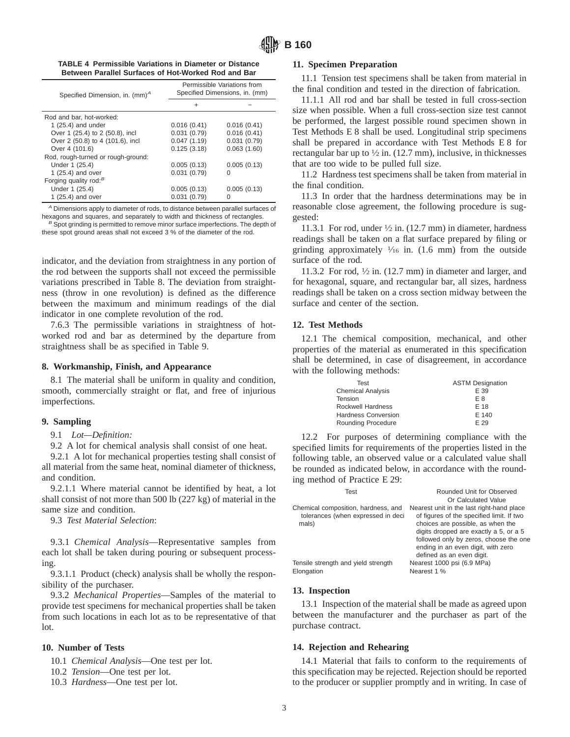**TABLE 4 Permissible Variations in Diameter or Distance Between Parallel Surfaces of Hot-Worked Rod and Bar**

| Specified Dimension, in. (mm)[A] | Permissible Variations from Specified Dimensions, in. (mm) | |
|---|---|---|
| | + | − |
| Rod and bar, hot-worked: | | |
| 1 (25.4) and under | 0.016 (0.41) | 0.016 (0.41) |
| Over 1 (25.4) to 2 (50.8), incl | 0.031 (0.79) | 0.016 (0.41) |
| Over 2 (50.8) to 4 (101.6), incl | 0.047 (1.19) | 0.031 (0.79) |
| Over 4 (101.6) | 0.125 (3.18) | 0.063 (1.60) |
| Rod, rough-turned or rough-ground: | | |
| Under 1 (25.4) | 0.005 (0.13) | 0.005 (0.13) |
| 1 (25.4) and over | 0.031 (0.79) | 0 |
| Forging quality rod:[B] | | |
| Under 1 (25.4) | 0.005 (0.13) | 0.005 (0.13) |
| 1 (25.4) and over | 0.031 (0.79) | 0 |

[A] Dimensions apply to diameter of rods, to distance between parallel surfaces of hexagons and squares, and separately to width and thickness of rectangles.

[B] Spot grinding is permitted to remove minor surface imperfections. The depth of these spot ground areas shall not exceed 3 % of the diameter of the rod.

indicator, and the deviation from straightness in any portion of the rod between the supports shall not exceed the permissible variations prescribed in Table 8. The deviation from straightness (throw in one revolution) is defined as the difference between the maximum and minimum readings of the dial indicator in one complete revolution of the rod.

7.6.3 The permissible variations in straightness of hot-worked rod and bar as determined by the departure from straightness shall be as specified in Table 9.

## 8. Workmanship, Finish, and Appearance

8.1 The material shall be uniform in quality and condition, smooth, commercially straight or flat, and free of injurious imperfections.

## 9. Sampling

9.1 *Lot—Definition:*

9.2 A lot for chemical analysis shall consist of one heat.

9.2.1 A lot for mechanical properties testing shall consist of all material from the same heat, nominal diameter of thickness, and condition.

9.2.1.1 Where material cannot be identified by heat, a lot shall consist of not more than 500 lb (227 kg) of material in the same size and condition.

9.3 *Test Material Selection*:

9.3.1 *Chemical Analysis*—Representative samples from each lot shall be taken during pouring or subsequent processing.

9.3.1.1 Product (check) analysis shall be wholly the responsibility of the purchaser.

9.3.2 *Mechanical Properties*—Samples of the material to provide test specimens for mechanical properties shall be taken from such locations in each lot as to be representative of that lot.

## 10. Number of Tests

10.1 *Chemical Analysis*—One test per lot.

10.2 *Tension*—One test per lot.

10.3 *Hardness*—One test per lot.

## 11. Specimen Preparation

11.1 Tension test specimens shall be taken from material in the final condition and tested in the direction of fabrication.

11.1.1 All rod and bar shall be tested in full cross-section size when possible. When a full cross-section size test cannot be performed, the largest possible round specimen shown in Test Methods E 8 shall be used. Longitudinal strip specimens shall be prepared in accordance with Test Methods E 8 for rectangular bar up to ½ in. (12.7 mm), inclusive, in thicknesses that are too wide to be pulled full size.

11.2 Hardness test specimens shall be taken from material in the final condition.

11.3 In order that the hardness determinations may be in reasonable close agreement, the following procedure is suggested:

11.3.1 For rod, under ½ in. (12.7 mm) in diameter, hardness readings shall be taken on a flat surface prepared by filing or grinding approximately 1⁄16 in. (1.6 mm) from the outside surface of the rod.

11.3.2 For rod, ½ in. (12.7 mm) in diameter and larger, and for hexagonal, square, and rectangular bar, all sizes, hardness readings shall be taken on a cross section midway between the surface and center of the section.

## 12. Test Methods

12.1 The chemical composition, mechanical, and other properties of the material as enumerated in this specification shall be determined, in case of disagreement, in accordance with the following methods:

| Test | ASTM Designation |
|---|---|
| Chemical Analysis | E 39 |
| Tension | E 8 |
| Rockwell Hardness | E 18 |
| Hardness Conversion | E 140 |
| Rounding Procedure | E 29 |

12.2 For purposes of determining compliance with the specified limits for requirements of the properties listed in the following table, an observed value or a calculated value shall be rounded as indicated below, in accordance with the rounding method of Practice E 29:

| Test | Rounded Unit for Observed Or Calculated Value |
|---|---|
| Chemical composition, hardness, and tolerances (when expressed in decimals) | Nearest unit in the last right-hand place of figures of the specified limit. If two choices are possible, as when the digits dropped are exactly a 5, or a 5 followed only by zeros, choose the one ending in an even digit, with zero defined as an even digit. |
| Tensile strength and yield strength | Nearest 1000 psi (6.9 MPa) |
| Elongation | Nearest 1 % |

## 13. Inspection

13.1 Inspection of the material shall be made as agreed upon between the manufacturer and the purchaser as part of the purchase contract.

## 14. Rejection and Rehearing

14.1 Material that fails to conform to the requirements of this specification may be rejected. Rejection should be reported to the producer or supplier promptly and in writing. In case of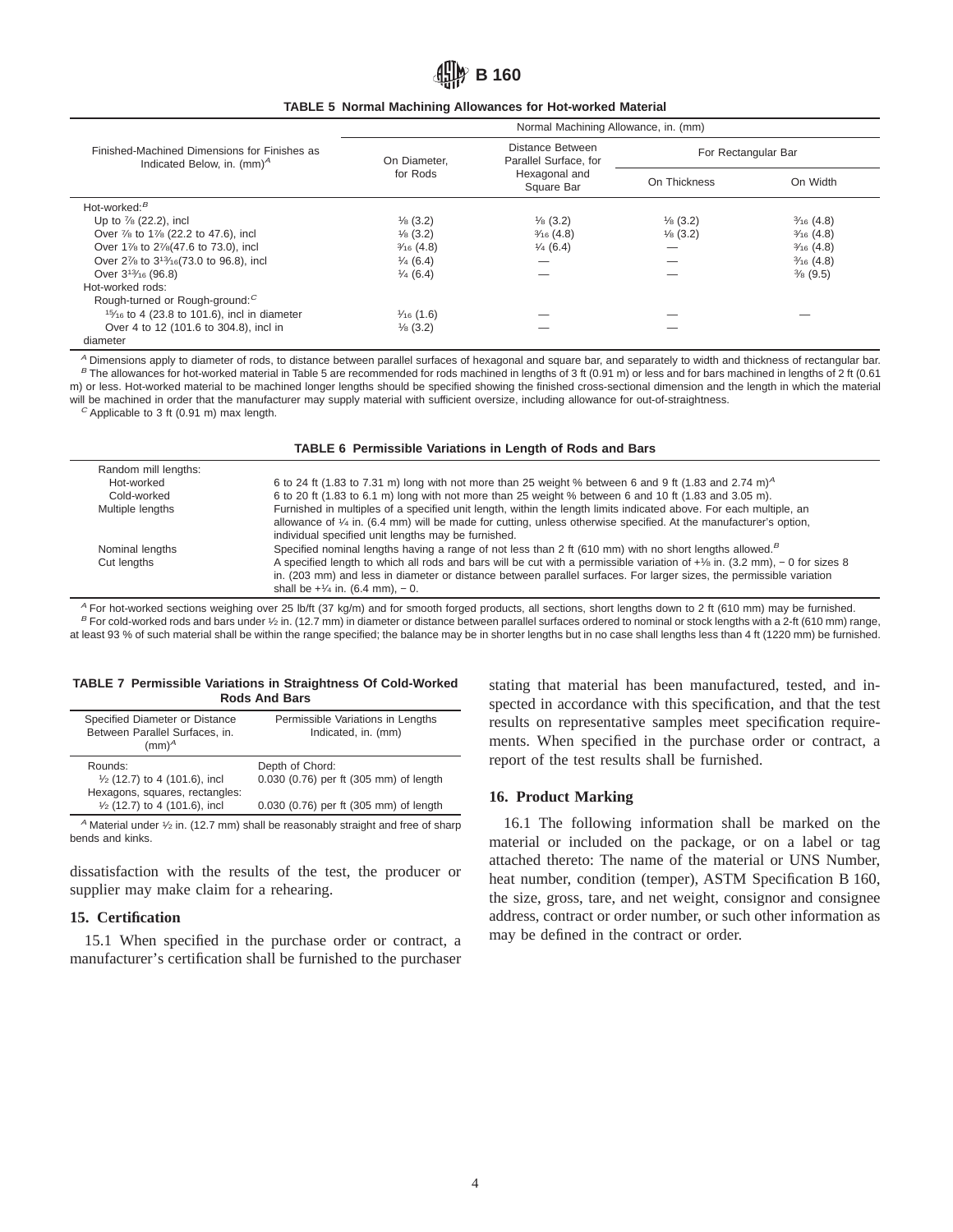**TABLE 5 Normal Machining Allowances for Hot-worked Material**

| Finished-Machined Dimensions for Finishes as Indicated Below, in. (mm)[A] | Normal Machining Allowance, in. (mm) | | | |
|---|---|---|---|---|
| | On Diameter, for Rods | Distance Between Parallel Surface, for Hexagonal and Square Bar | For Rectangular Bar | |
| | | | On Thickness | On Width |
| Hot-worked:[B] | | | | |
| Up to ⅞ (22.2), incl | ⅛ (3.2) | ⅛ (3.2) | ⅛ (3.2) | 3⁄16 (4.8) |
| Over ⅞ to 1⅞ (22.2 to 47.6), incl | ⅛ (3.2) | 3⁄16 (4.8) | ⅛ (3.2) | 3⁄16 (4.8) |
| Over 1⅞ to 2⅞(47.6 to 73.0), incl | 3⁄16 (4.8) | ¼ (6.4) | — | 3⁄16 (4.8) |
| Over 2⅞ to 313⁄16(73.0 to 96.8), incl | ¼ (6.4) | — | — | 3⁄16 (4.8) |
| Over 313⁄16 (96.8) | ¼ (6.4) | — | — | ⅜ (9.5) |
| Hot-worked rods: | | | | |
| Rough-turned or Rough-ground:[C] | | | | |
| 15⁄16 to 4 (23.8 to 101.6), incl in diameter | 1⁄16 (1.6) | — | — | — |
| Over 4 to 12 (101.6 to 304.8), incl in diameter | ⅛ (3.2) | — | — | |

[A] Dimensions apply to diameter of rods, to distance between parallel surfaces of hexagonal and square bar, and separately to width and thickness of rectangular bar.

[B] The allowances for hot-worked material in Table 5 are recommended for rods machined in lengths of 3 ft (0.91 m) or less and for bars machined in lengths of 2 ft (0.61 m) or less. Hot-worked material to be machined longer lengths should be specified showing the finished cross-sectional dimension and the length in which the material will be machined in order that the manufacturer may supply material with sufficient oversize, including allowance for out-of-straightness.

[C] Applicable to 3 ft (0.91 m) max length.

**TABLE 6 Permissible Variations in Length of Rods and Bars**

| | |
|---|---|
| Random mill lengths: | |
| Hot-worked | 6 to 24 ft (1.83 to 7.31 m) long with not more than 25 weight % between 6 and 9 ft (1.83 and 2.74 m)[A] |
| Cold-worked | 6 to 20 ft (1.83 to 6.1 m) long with not more than 25 weight % between 6 and 10 ft (1.83 and 3.05 m). |
| Multiple lengths | Furnished in multiples of a specified unit length, within the length limits indicated above. For each multiple, an allowance of ¼ in. (6.4 mm) will be made for cutting, unless otherwise specified. At the manufacturer's option, individual specified unit lengths may be furnished. |
| Nominal lengths | Specified nominal lengths having a range of not less than 2 ft (610 mm) with no short lengths allowed.[B] |
| Cut lengths | A specified length to which all rods and bars will be cut with a permissible variation of +⅛ in. (3.2 mm), − 0 for sizes 8 in. (203 mm) and less in diameter or distance between parallel surfaces. For larger sizes, the permissible variation shall be +¼ in. (6.4 mm), − 0. |

[A] For hot-worked sections weighing over 25 lb/ft (37 kg/m) and for smooth forged products, all sections, short lengths down to 2 ft (610 mm) may be furnished.

[B] For cold-worked rods and bars under ½ in. (12.7 mm) in diameter or distance between parallel surfaces ordered to nominal or stock lengths with a 2-ft (610 mm) range, at least 93 % of such material shall be within the range specified; the balance may be in shorter lengths but in no case shall lengths less than 4 ft (1220 mm) be furnished.

**TABLE 7 Permissible Variations in Straightness Of Cold-Worked Rods And Bars**

| Specified Diameter or Distance Between Parallel Surfaces, in. (mm)[A] | Permissible Variations in Lengths Indicated, in. (mm) |
|---|---|
| Rounds: | Depth of Chord: |
| ½ (12.7) to 4 (101.6), incl | 0.030 (0.76) per ft (305 mm) of length |
| Hexagons, squares, rectangles: | |
| ½ (12.7) to 4 (101.6), incl | 0.030 (0.76) per ft (305 mm) of length |

[A] Material under ½ in. (12.7 mm) shall be reasonably straight and free of sharp bends and kinks.

dissatisfaction with the results of the test, the producer or supplier may make claim for a rehearing.

## 15. Certification

15.1 When specified in the purchase order or contract, a manufacturer's certification shall be furnished to the purchaser stating that material has been manufactured, tested, and inspected in accordance with this specification, and that the test results on representative samples meet specification requirements. When specified in the purchase order or contract, a report of the test results shall be furnished.

## 16. Product Marking

16.1 The following information shall be marked on the material or included on the package, or on a label or tag attached thereto: The name of the material or UNS Number, heat number, condition (temper), ASTM Specification B 160, the size, gross, tare, and net weight, consignor and consignee address, contract or order number, or such other information as may be defined in the contract or order.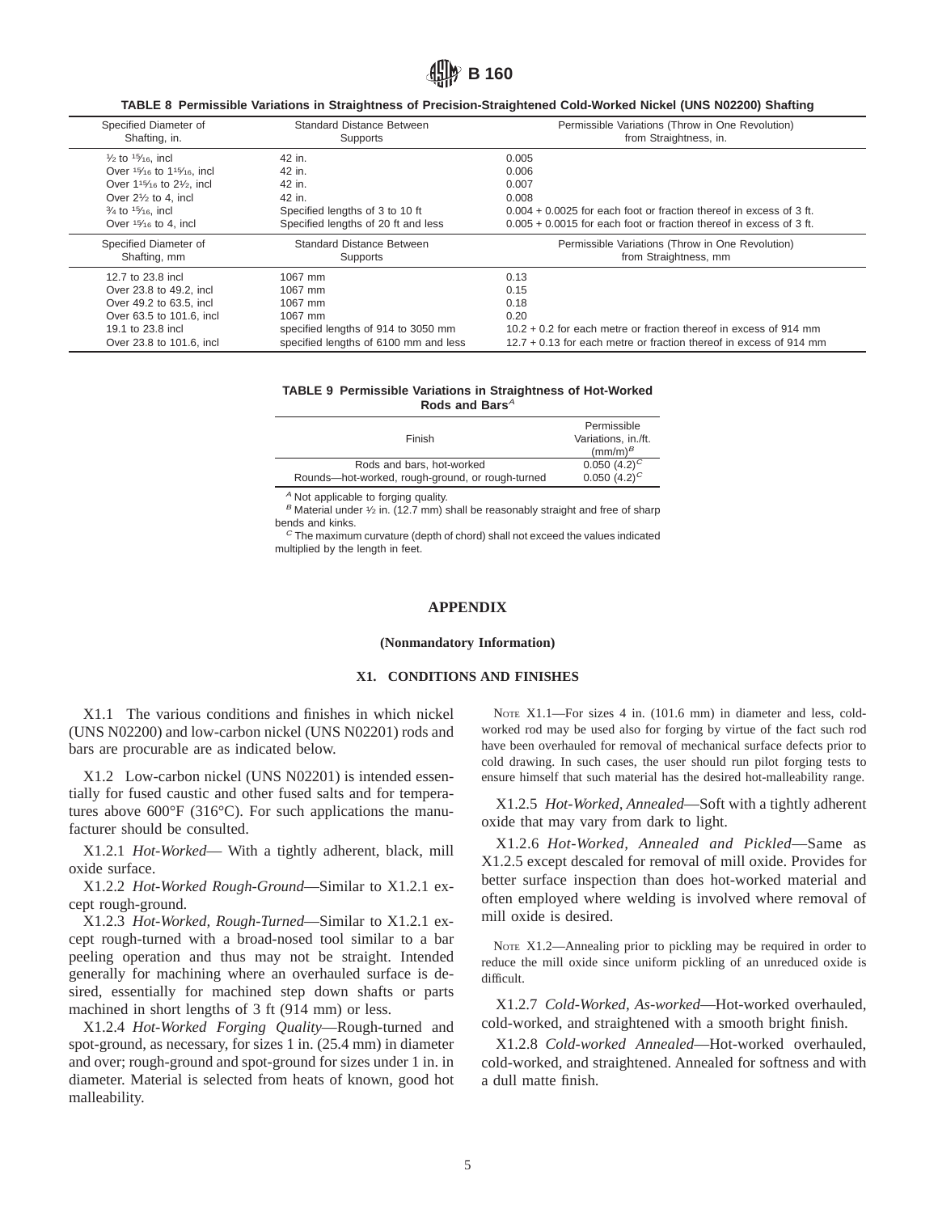**TABLE 8 Permissible Variations in Straightness of Precision-Straightened Cold-Worked Nickel (UNS N02200) Shafting**

| Specified Diameter of Shafting, in. | Standard Distance Between Supports | Permissible Variations (Throw in One Revolution) from Straightness, in. |
|---|---|---|
| ½ to 1⁵⁄₁₆, incl | 42 in. | 0.005 |
| Over 1⁵⁄₁₆ to 1¹⁵⁄₁₆, incl | 42 in. | 0.006 |
| Over 1¹⁵⁄₁₆ to 2½, incl | 42 in. | 0.007 |
| Over 2½ to 4, incl | 42 in. | 0.008 |
| ¾ to 1⁵⁄₁₆, incl | Specified lengths of 3 to 10 ft | 0.004 + 0.0025 for each foot or fraction thereof in excess of 3 ft. |
| Over 1⁵⁄₁₆ to 4, incl | Specified lengths of 20 ft and less | 0.005 + 0.0015 for each foot or fraction thereof in excess of 3 ft. |
| **Specified Diameter of Shafting, mm** | **Standard Distance Between Supports** | **Permissible Variations (Throw in One Revolution) from Straightness, mm** |
| 12.7 to 23.8 incl | 1067 mm | 0.13 |
| Over 23.8 to 49.2, incl | 1067 mm | 0.15 |
| Over 49.2 to 63.5, incl | 1067 mm | 0.18 |
| Over 63.5 to 101.6, incl | 1067 mm | 0.20 |
| 19.1 to 23.8 incl | specified lengths of 914 to 3050 mm | 10.2 + 0.2 for each metre or fraction thereof in excess of 914 mm |
| Over 23.8 to 101.6, incl | specified lengths of 6100 mm and less | 12.7 + 0.13 for each metre or fraction thereof in excess of 914 mm |

**TABLE 9 Permissible Variations in Straightness of Hot-Worked Rods and Bars[A]**

| Finish | Permissible Variations, in./ft. (mm/m)[B] |
|---|---|
| Rods and bars, hot-worked | 0.050 (4.2)[C] |
| Rounds—hot-worked, rough-ground, or rough-turned | 0.050 (4.2)[C] |

[A] Not applicable to forging quality.

[B] Material under ½ in. (12.7 mm) shall be reasonably straight and free of sharp bends and kinks.

[C] The maximum curvature (depth of chord) shall not exceed the values indicated multiplied by the length in feet.

## APPENDIX

**(Nonmandatory Information)**

### X1. CONDITIONS AND FINISHES

X1.1 The various conditions and finishes in which nickel (UNS N02200) and low-carbon nickel (UNS N02201) rods and bars are procurable are as indicated below.

X1.2 Low-carbon nickel (UNS N02201) is intended essentially for fused caustic and other fused salts and for temperatures above 600°F (316°C). For such applications the manufacturer should be consulted.

X1.2.1 *Hot-Worked*— With a tightly adherent, black, mill oxide surface.

X1.2.2 *Hot-Worked Rough-Ground*—Similar to X1.2.1 except rough-ground.

X1.2.3 *Hot-Worked, Rough-Turned*—Similar to X1.2.1 except rough-turned with a broad-nosed tool similar to a bar peeling operation and thus may not be straight. Intended generally for machining where an overhauled surface is desired, essentially for machined step down shafts or parts machined in short lengths of 3 ft (914 mm) or less.

X1.2.4 *Hot-Worked Forging Quality*—Rough-turned and spot-ground, as necessary, for sizes 1 in. (25.4 mm) in diameter and over; rough-ground and spot-ground for sizes under 1 in. in diameter. Material is selected from heats of known, good hot malleability.

NOTE X1.1—For sizes 4 in. (101.6 mm) in diameter and less, cold-worked rod may be used also for forging by virtue of the fact such rod have been overhauled for removal of mechanical surface defects prior to cold drawing. In such cases, the user should run pilot forging tests to ensure himself that such material has the desired hot-malleability range.

X1.2.5 *Hot-Worked, Annealed*—Soft with a tightly adherent oxide that may vary from dark to light.

X1.2.6 *Hot-Worked, Annealed and Pickled*—Same as X1.2.5 except descaled for removal of mill oxide. Provides for better surface inspection than does hot-worked material and often employed where welding is involved where removal of mill oxide is desired.

NOTE X1.2—Annealing prior to pickling may be required in order to reduce the mill oxide since uniform pickling of an unreduced oxide is difficult.

X1.2.7 *Cold-Worked, As-worked*—Hot-worked overhauled, cold-worked, and straightened with a smooth bright finish.

X1.2.8 *Cold-worked Annealed*—Hot-worked overhauled, cold-worked, and straightened. Annealed for softness and with a dull matte finish.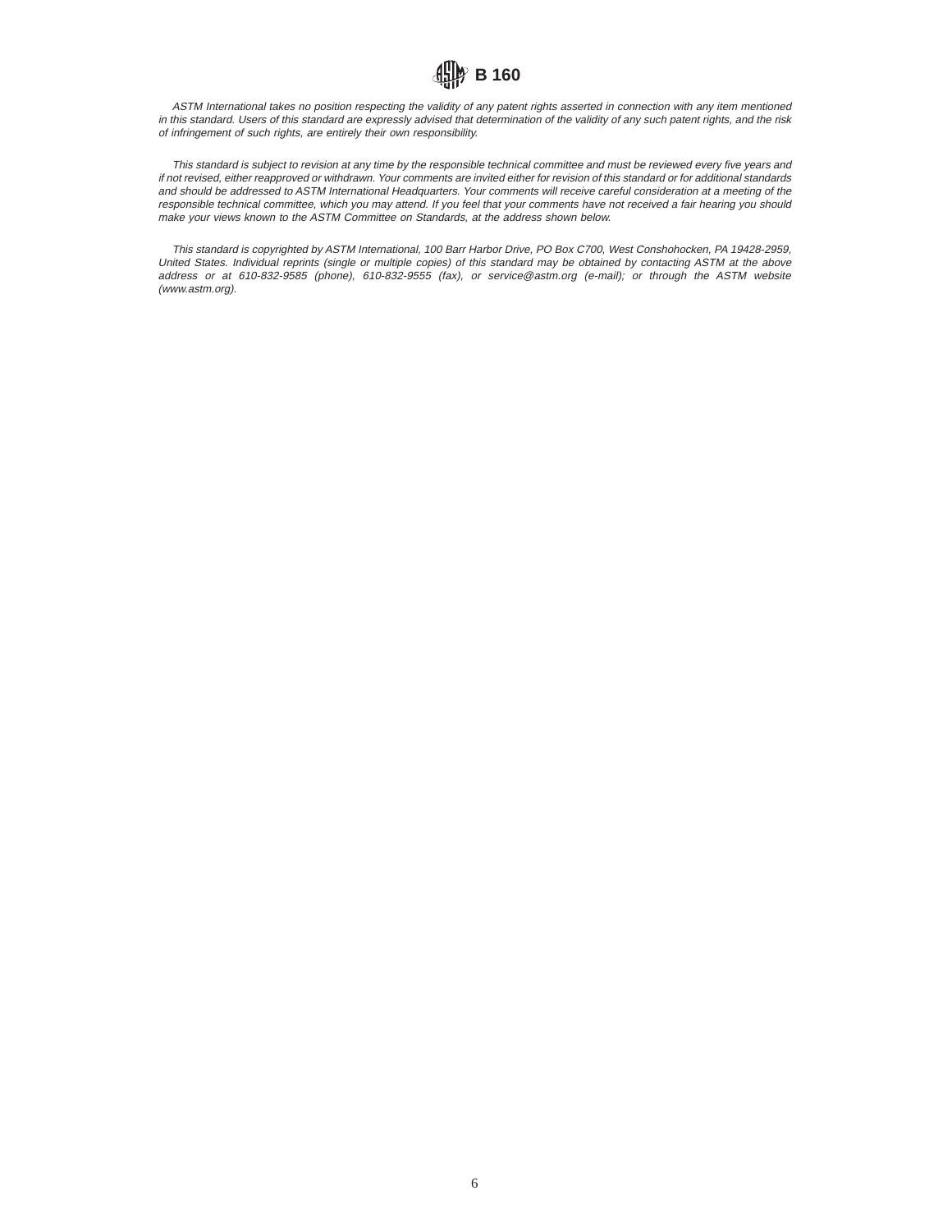*ASTM International takes no position respecting the validity of any patent rights asserted in connection with any item mentioned in this standard. Users of this standard are expressly advised that determination of the validity of any such patent rights, and the risk of infringement of such rights, are entirely their own responsibility.*

*This standard is subject to revision at any time by the responsible technical committee and must be reviewed every five years and if not revised, either reapproved or withdrawn. Your comments are invited either for revision of this standard or for additional standards and should be addressed to ASTM International Headquarters. Your comments will receive careful consideration at a meeting of the responsible technical committee, which you may attend. If you feel that your comments have not received a fair hearing you should make your views known to the ASTM Committee on Standards, at the address shown below.*

*This standard is copyrighted by ASTM International, 100 Barr Harbor Drive, PO Box C700, West Conshohocken, PA 19428-2959, United States. Individual reprints (single or multiple copies) of this standard may be obtained by contacting ASTM at the above address or at 610-832-9585 (phone), 610-832-9555 (fax), or service@astm.org (e-mail); or through the ASTM website (www.astm.org).*